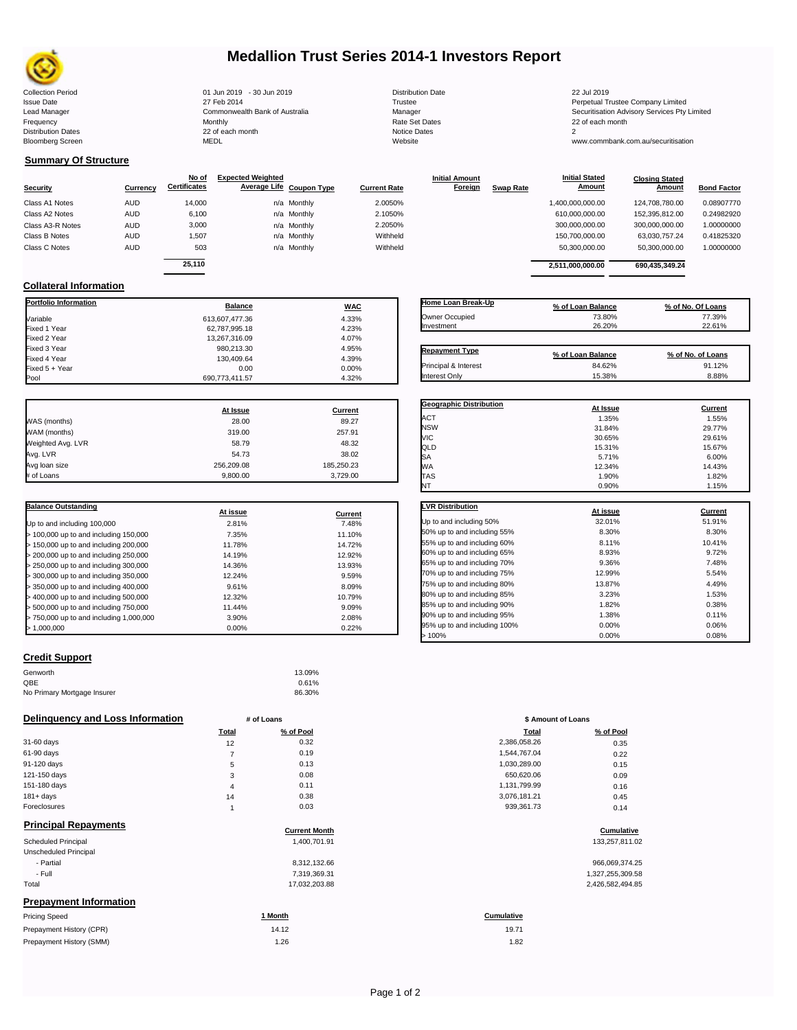# Medallion Trust Series 2014-1 Investors Report

| | | | |
|---|---|---|---|
| Collection Period | 01 Jun 2019 - 30 Jun 2019 | Distribution Date | 22 Jul 2019 |
| Issue Date | 27 Feb 2014 | Trustee | Perpetual Trustee Company Limited |
| Lead Manager | Commonwealth Bank of Australia | Manager | Securitisation Advisory Services Pty Limited |
| Frequency | Monthly | Rate Set Dates | 22 of each month |
| Distribution Dates | 22 of each month | Notice Dates | 2 |
| Bloomberg Screen | MEDL | Website | www.commbank.com.au/securitisation |

## Summary Of Structure

| Security | Currency | No of Certificates | Expected Weighted Average Life | Coupon Type | Current Rate | Initial Amount Foreign | Swap Rate | Initial Stated Amount | Closing Stated Amount | Bond Factor |
|---|---|---|---|---|---|---|---|---|---|---|
| Class A1 Notes | AUD | 14,000 | n/a | Monthly | 2.0050% | | | 1,400,000,000.00 | 124,708,780.00 | 0.08907770 |
| Class A2 Notes | AUD | 6,100 | n/a | Monthly | 2.1050% | | | 610,000,000.00 | 152,395,812.00 | 0.24982920 |
| Class A3-R Notes | AUD | 3,000 | n/a | Monthly | 2.2050% | | | 300,000,000.00 | 300,000,000.00 | 1.00000000 |
| Class B Notes | AUD | 1,507 | n/a | Monthly | Withheld | | | 150,700,000.00 | 63,030,757.24 | 0.41825320 |
| Class C Notes | AUD | 503 | n/a | Monthly | Withheld | | | 50,300,000.00 | 50,300,000.00 | 1.00000000 |
| | | 25,110 | | | | | | 2,511,000,000.00 | 690,435,349.24 | |

## Collateral Information

| Portfolio Information | Balance | WAC |
|---|---|---|
| Variable | 613,607,477.36 | 4.33% |
| Fixed 1 Year | 62,787,995.18 | 4.23% |
| Fixed 2 Year | 13,267,316.09 | 4.07% |
| Fixed 3 Year | 980,213.30 | 4.95% |
| Fixed 4 Year | 130,409.64 | 4.39% |
| Fixed 5 + Year | 0.00 | 0.00% |
| Pool | 690,773,411.57 | 4.32% |

| Home Loan Break-Up | % of Loan Balance | % of No. Of Loans |
|---|---|---|
| Owner Occupied | 73.80% | 77.39% |
| Investment | 26.20% | 22.61% |

| Repayment Type | % of Loan Balance | % of No. of Loans |
|---|---|---|
| Principal & Interest | 84.62% | 91.12% |
| Interest Only | 15.38% | 8.88% |

| | At Issue | Current |
|---|---|---|
| WAS (months) | 28.00 | 89.27 |
| WAM (months) | 319.00 | 257.91 |
| Weighted Avg. LVR | 58.79 | 48.32 |
| Avg. LVR | 54.73 | 38.02 |
| Avg loan size | 256,209.08 | 185,250.23 |
| # of Loans | 9,800.00 | 3,729.00 |

| Geographic Distribution | At Issue | Current |
|---|---|---|
| ACT | 1.35% | 1.55% |
| NSW | 31.84% | 29.77% |
| VIC | 30.65% | 29.61% |
| QLD | 15.31% | 15.67% |
| SA | 5.71% | 6.00% |
| WA | 12.34% | 14.43% |
| TAS | 1.90% | 1.82% |
| NT | 0.90% | 1.15% |

| Balance Outstanding | At issue | Current |
|---|---|---|
| Up to and including 100,000 | 2.81% | 7.48% |
| > 100,000 up to and including 150,000 | 7.35% | 11.10% |
| > 150,000 up to and including 200,000 | 11.78% | 14.72% |
| > 200,000 up to and including 250,000 | 14.19% | 12.92% |
| > 250,000 up to and including 300,000 | 14.36% | 13.93% |
| > 300,000 up to and including 350,000 | 12.24% | 9.59% |
| > 350,000 up to and including 400,000 | 9.61% | 8.09% |
| > 400,000 up to and including 500,000 | 12.32% | 10.79% |
| > 500,000 up to and including 750,000 | 11.44% | 9.09% |
| > 750,000 up to and including 1,000,000 | 3.90% | 2.08% |
| > 1,000,000 | 0.00% | 0.22% |

| LVR Distribution | At issue | Current |
|---|---|---|
| Up to and including 50% | 32.01% | 51.91% |
| 50% up to and including 55% | 8.30% | 8.30% |
| 55% up to and including 60% | 8.11% | 10.41% |
| 60% up to and including 65% | 8.93% | 9.72% |
| 65% up to and including 70% | 9.36% | 7.48% |
| 70% up to and including 75% | 12.99% | 5.54% |
| 75% up to and including 80% | 13.87% | 4.49% |
| 80% up to and including 85% | 3.23% | 1.53% |
| 85% up to and including 90% | 1.82% | 0.38% |
| 90% up to and including 95% | 1.38% | 0.11% |
| 95% up to and including 100% | 0.00% | 0.06% |
| > 100% | 0.00% | 0.08% |

## Credit Support

| | |
|---|---|
| Genworth | 13.09% |
| QBE | 0.61% |
| No Primary Mortgage Insurer | 86.30% |

## Delinquency and Loss Information

| | # of Loans Total | # of Loans % of Pool | $ Amount of Loans Total | $ Amount of Loans % of Pool |
|---|---|---|---|---|
| 31-60 days | 12 | 0.32 | 2,386,058.26 | 0.35 |
| 61-90 days | 7 | 0.19 | 1,544,767.04 | 0.22 |
| 91-120 days | 5 | 0.13 | 1,030,289.00 | 0.15 |
| 121-150 days | 3 | 0.08 | 650,620.06 | 0.09 |
| 151-180 days | 4 | 0.11 | 1,131,799.99 | 0.16 |
| 181+ days | 14 | 0.38 | 3,076,181.21 | 0.45 |
| Foreclosures | 1 | 0.03 | 939,361.73 | 0.14 |

## Principal Repayments

| | Current Month | Cumulative |
|---|---|---|
| Scheduled Principal | 1,400,701.91 | 133,257,811.02 |
| Unscheduled Principal | | |
| - Partial | 8,312,132.66 | 966,069,374.25 |
| - Full | 7,319,369.31 | 1,327,255,309.58 |
| Total | 17,032,203.88 | 2,426,582,494.85 |

## Prepayment Information

| Pricing Speed | 1 Month | Cumulative |
|---|---|---|
| Prepayment History (CPR) | 14.12 | 19.71 |
| Prepayment History (SMM) | 1.26 | 1.82 |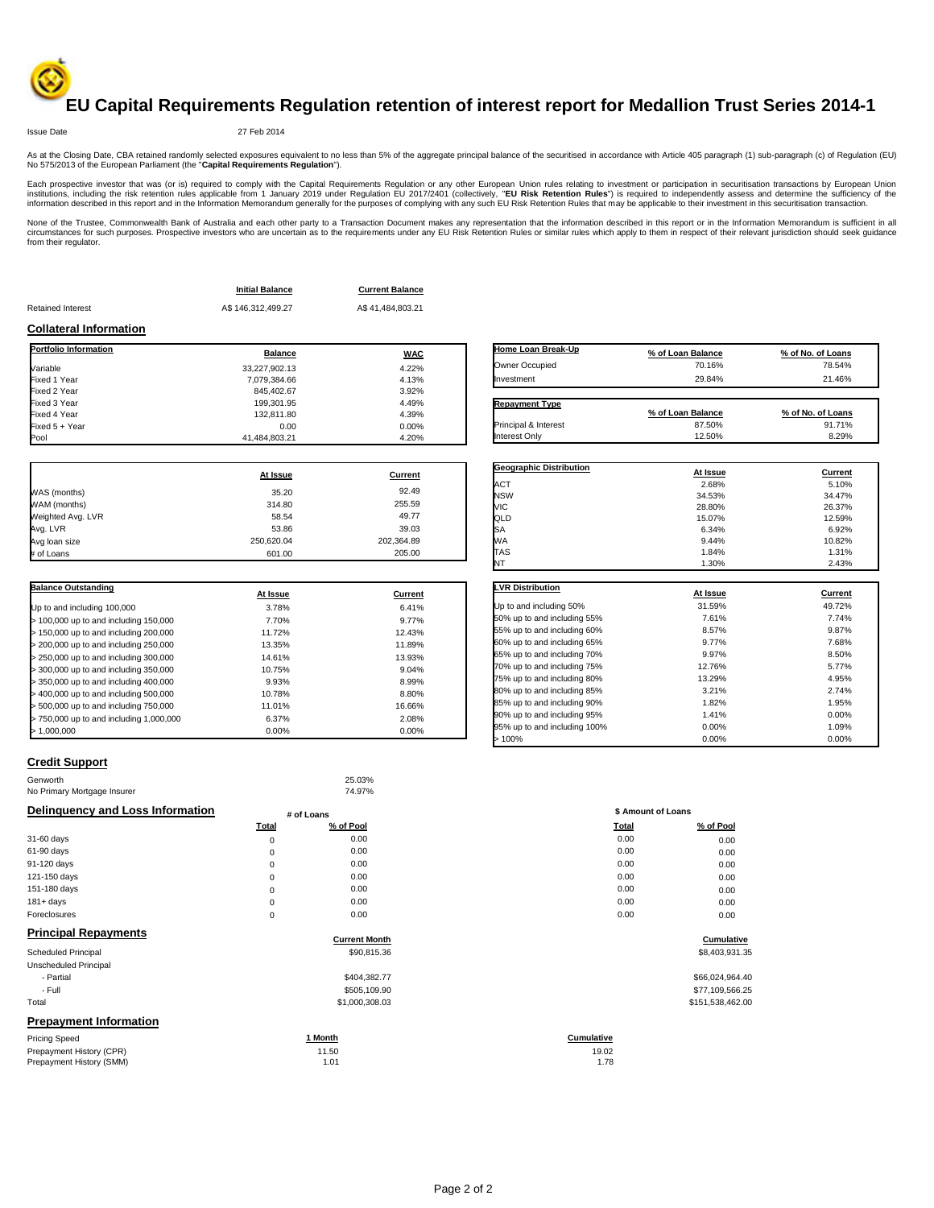# EU Capital Requirements Regulation retention of interest report for Medallion Trust Series 2014-1

Issue Date 27 Feb 2014

As at the Closing Date, CBA retained randomly selected exposures equivalent to no less than 5% of the aggregate principal balance of the securitised in accordance with Article 405 paragraph (1) sub-paragraph (c) of Regulation (EU) No 575/2013 of the European Parliament (the "**Capital Requirements Regulation**").

Each prospective investor that was (or is) required to comply with the Capital Requirements Regulation or any other European Union rules relating to investment or participation in securitisation transactions by European Union institutions, including the risk retention rules applicable from 1 January 2019 under Regulation EU 2017/2401 (collectively, "**EU Risk Retention Rules**") is required to independently assess and determine the sufficiency of the information described in this report and in the Information Memorandum generally for the purposes of complying with any such EU Risk Retention Rules that may be applicable to their investment in this securitisation transaction.

None of the Trustee, Commonwealth Bank of Australia and each other party to a Transaction Document makes any representation that the information described in this report or in the Information Memorandum is sufficient in all circumstances for such purposes. Prospective investors who are uncertain as to the requirements under any EU Risk Retention Rules or similar rules which apply to them in respect of their relevant jurisdiction should seek guidance from their regulator.

| | Initial Balance | Current Balance |
|---|---|---|
| Retained Interest | A$ 146,312,499.27 | A$ 41,484,803.21 |

## Collateral Information

| Portfolio Information | Balance | WAC |
|---|---|---|
| Variable | 33,227,902.13 | 4.22% |
| Fixed 1 Year | 7,079,384.66 | 4.13% |
| Fixed 2 Year | 845,402.67 | 3.92% |
| Fixed 3 Year | 199,301.95 | 4.49% |
| Fixed 4 Year | 132,811.80 | 4.39% |
| Fixed 5 + Year | 0.00 | 0.00% |
| Pool | 41,484,803.21 | 4.20% |

| Home Loan Break-Up | % of Loan Balance | % of No. of Loans |
|---|---|---|
| Owner Occupied | 70.16% | 78.54% |
| Investment | 29.84% | 21.46% |

| Repayment Type | % of Loan Balance | % of No. of Loans |
|---|---|---|
| Principal & Interest | 87.50% | 91.71% |
| Interest Only | 12.50% | 8.29% |

| | At Issue | Current |
|---|---|---|
| WAS (months) | 35.20 | 92.49 |
| WAM (months) | 314.80 | 255.59 |
| Weighted Avg. LVR | 58.54 | 49.77 |
| Avg. LVR | 53.86 | 39.03 |
| Avg loan size | 250,620.04 | 202,364.89 |
| # of Loans | 601.00 | 205.00 |

| Geographic Distribution | At Issue | Current |
|---|---|---|
| ACT | 2.68% | 5.10% |
| NSW | 34.53% | 34.47% |
| VIC | 28.80% | 26.37% |
| QLD | 15.07% | 12.59% |
| SA | 6.34% | 6.92% |
| WA | 9.44% | 10.82% |
| TAS | 1.84% | 1.31% |
| NT | 1.30% | 2.43% |

| Balance Outstanding | At Issue | Current |
|---|---|---|
| Up to and including 100,000 | 3.78% | 6.41% |
| > 100,000 up to and including 150,000 | 7.70% | 9.77% |
| > 150,000 up to and including 200,000 | 11.72% | 12.43% |
| > 200,000 up to and including 250,000 | 13.35% | 11.89% |
| > 250,000 up to and including 300,000 | 14.61% | 13.93% |
| > 300,000 up to and including 350,000 | 10.75% | 9.04% |
| > 350,000 up to and including 400,000 | 9.93% | 8.99% |
| > 400,000 up to and including 500,000 | 10.78% | 8.80% |
| > 500,000 up to and including 750,000 | 11.01% | 16.66% |
| > 750,000 up to and including 1,000,000 | 6.37% | 2.08% |
| > 1,000,000 | 0.00% | 0.00% |

| LVR Distribution | At Issue | Current |
|---|---|---|
| Up to and including 50% | 31.59% | 49.72% |
| 50% up to and including 55% | 7.61% | 7.74% |
| 55% up to and including 60% | 8.57% | 9.87% |
| 60% up to and including 65% | 9.77% | 7.68% |
| 65% up to and including 70% | 9.97% | 8.50% |
| 70% up to and including 75% | 12.76% | 5.77% |
| 75% up to and including 80% | 13.29% | 4.95% |
| 80% up to and including 85% | 3.21% | 2.74% |
| 85% up to and including 90% | 1.82% | 1.95% |
| 90% up to and including 95% | 1.41% | 0.00% |
| 95% up to and including 100% | 0.00% | 1.09% |
| > 100% | 0.00% | 0.00% |

## Credit Support

| | |
|---|---|
| Genworth | 25.03% |
| No Primary Mortgage Insurer | 74.97% |

## Delinquency and Loss Information

| | # of Loans | | $ Amount of Loans | |
|---|---|---|---|---|
| | Total | % of Pool | Total | % of Pool |
| 31-60 days | 0 | 0.00 | 0.00 | 0.00 |
| 61-90 days | 0 | 0.00 | 0.00 | 0.00 |
| 91-120 days | 0 | 0.00 | 0.00 | 0.00 |
| 121-150 days | 0 | 0.00 | 0.00 | 0.00 |
| 151-180 days | 0 | 0.00 | 0.00 | 0.00 |
| 181+ days | 0 | 0.00 | 0.00 | 0.00 |
| Foreclosures | 0 | 0.00 | 0.00 | 0.00 |

## Principal Repayments

| | Current Month | Cumulative |
|---|---|---|
| Scheduled Principal | $90,815.36 | $8,403,931.35 |
| Unscheduled Principal | | |
| - Partial | $404,382.77 | $66,024,964.40 |
| - Full | $505,109.90 | $77,109,566.25 |
| Total | $1,000,308.03 | $151,538,462.00 |

## Prepayment Information

| Pricing Speed | 1 Month | Cumulative |
|---|---|---|
| Prepayment History (CPR) | 11.50 | 19.02 |
| Prepayment History (SMM) | 1.01 | 1.78 |